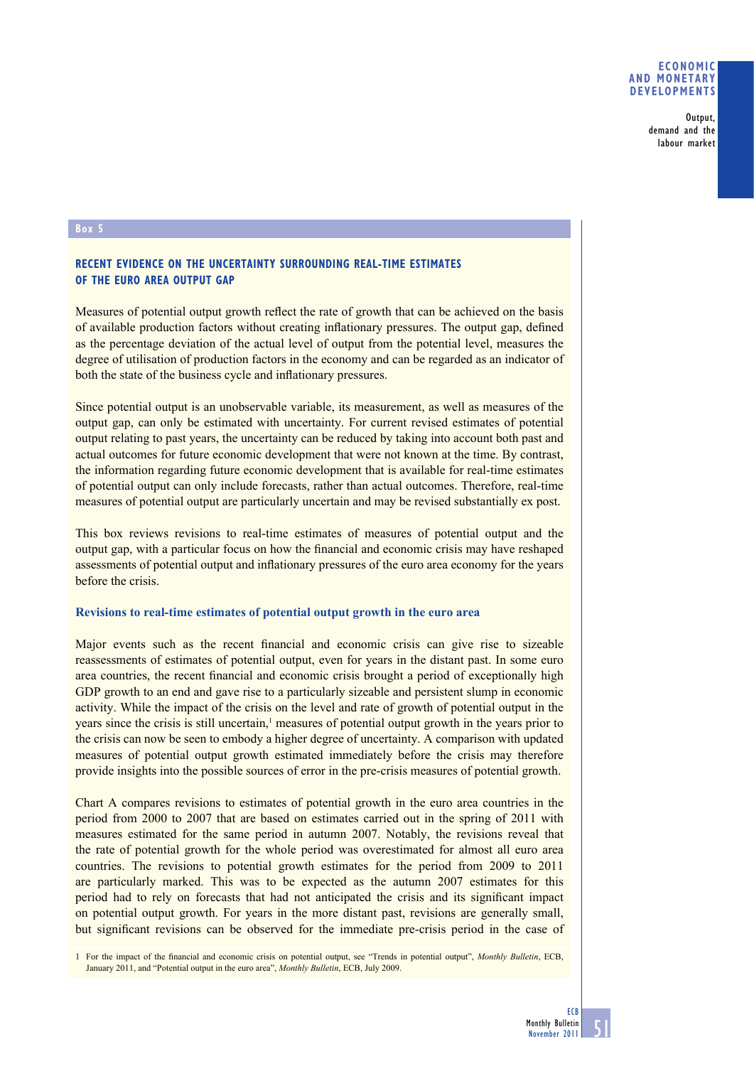Box 5

## RECENT EVIDENCE ON THE UNCERTAINTY SURROUNDING REAL-TIME ESTIMATES OF THE EURO AREA OUTPUT GAP

Measures of potential output growth reflect the rate of growth that can be achieved on the basis of available production factors without creating inflationary pressures. The output gap, defined as the percentage deviation of the actual level of output from the potential level, measures the degree of utilisation of production factors in the economy and can be regarded as an indicator of both the state of the business cycle and inflationary pressures.

Since potential output is an unobservable variable, its measurement, as well as measures of the output gap, can only be estimated with uncertainty. For current revised estimates of potential output relating to past years, the uncertainty can be reduced by taking into account both past and actual outcomes for future economic development that were not known at the time. By contrast, the information regarding future economic development that is available for real-time estimates of potential output can only include forecasts, rather than actual outcomes. Therefore, real-time measures of potential output are particularly uncertain and may be revised substantially ex post.

This box reviews revisions to real-time estimates of measures of potential output and the output gap, with a particular focus on how the financial and economic crisis may have reshaped assessments of potential output and inflationary pressures of the euro area economy for the years before the crisis.

### Revisions to real-time estimates of potential output growth in the euro area

Major events such as the recent financial and economic crisis can give rise to sizeable reassessments of estimates of potential output, even for years in the distant past. In some euro area countries, the recent financial and economic crisis brought a period of exceptionally high GDP growth to an end and gave rise to a particularly sizeable and persistent slump in economic activity. While the impact of the crisis on the level and rate of growth of potential output in the years since the crisis is still uncertain,[1] measures of potential output growth in the years prior to the crisis can now be seen to embody a higher degree of uncertainty. A comparison with updated measures of potential output growth estimated immediately before the crisis may therefore provide insights into the possible sources of error in the pre-crisis measures of potential growth.

Chart A compares revisions to estimates of potential growth in the euro area countries in the period from 2000 to 2007 that are based on estimates carried out in the spring of 2011 with measures estimated for the same period in autumn 2007. Notably, the revisions reveal that the rate of potential growth for the whole period was overestimated for almost all euro area countries. The revisions to potential growth estimates for the period from 2009 to 2011 are particularly marked. This was to be expected as the autumn 2007 estimates for this period had to rely on forecasts that had not anticipated the crisis and its significant impact on potential output growth. For years in the more distant past, revisions are generally small, but significant revisions can be observed for the immediate pre-crisis period in the case of

1 For the impact of the financial and economic crisis on potential output, see "Trends in potential output", *Monthly Bulletin*, ECB, January 2011, and "Potential output in the euro area", *Monthly Bulletin*, ECB, July 2009.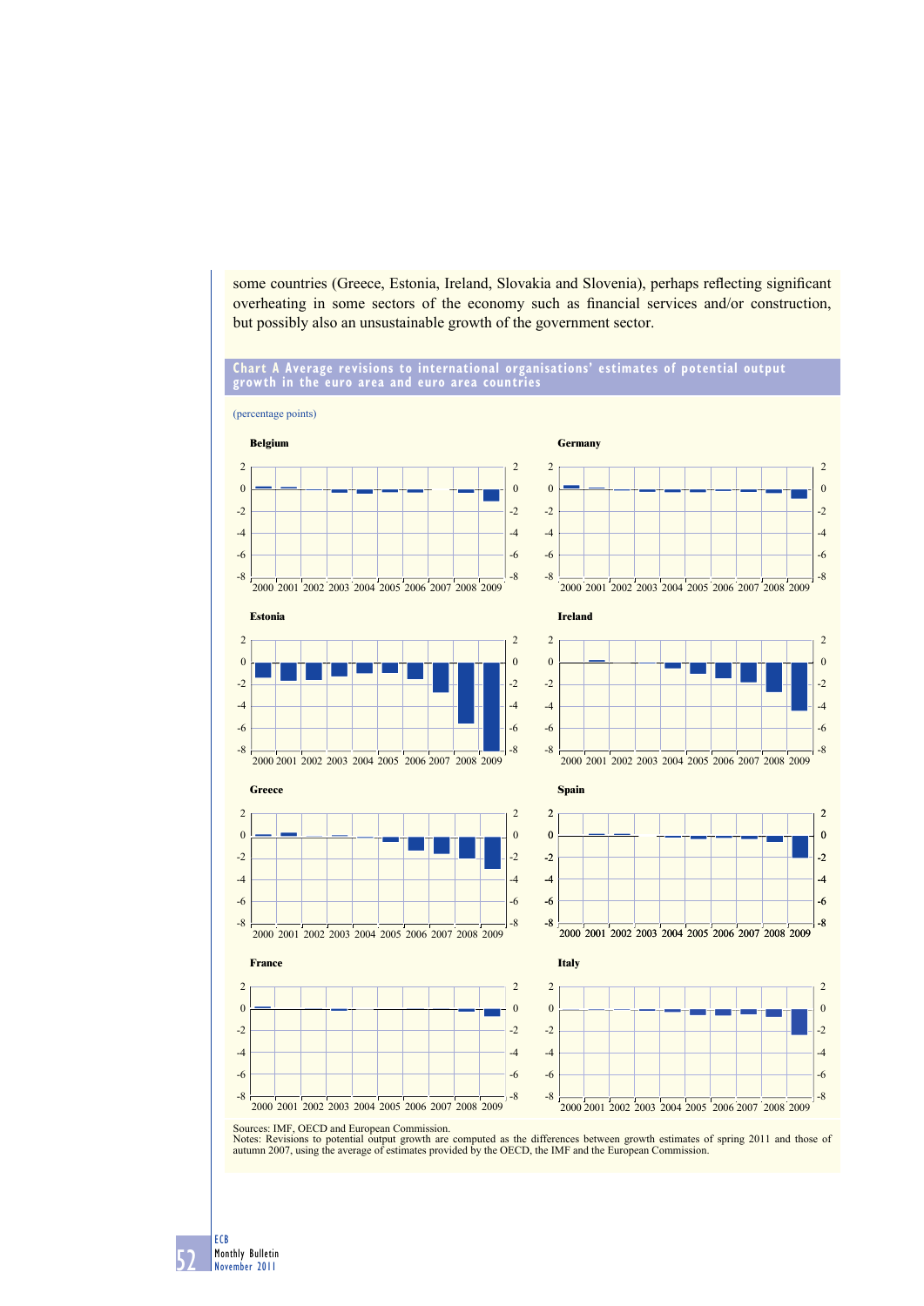some countries (Greece, Estonia, Ireland, Slovakia and Slovenia), perhaps reflecting significant overheating in some sectors of the economy such as financial services and/or construction, but possibly also an unsustainable growth of the government sector.

**Chart A Average revisions to international organisations' estimates of potential output growth in the euro area and euro area countries**

(percentage points)

Belgium

Germany

Estonia

Ireland

Greece

Spain

France

Italy

Sources: IMF, OECD and European Commission.
Notes: Revisions to potential output growth are computed as the differences between growth estimates of spring 2011 and those of autumn 2007, using the average of estimates provided by the OECD, the IMF and the European Commission.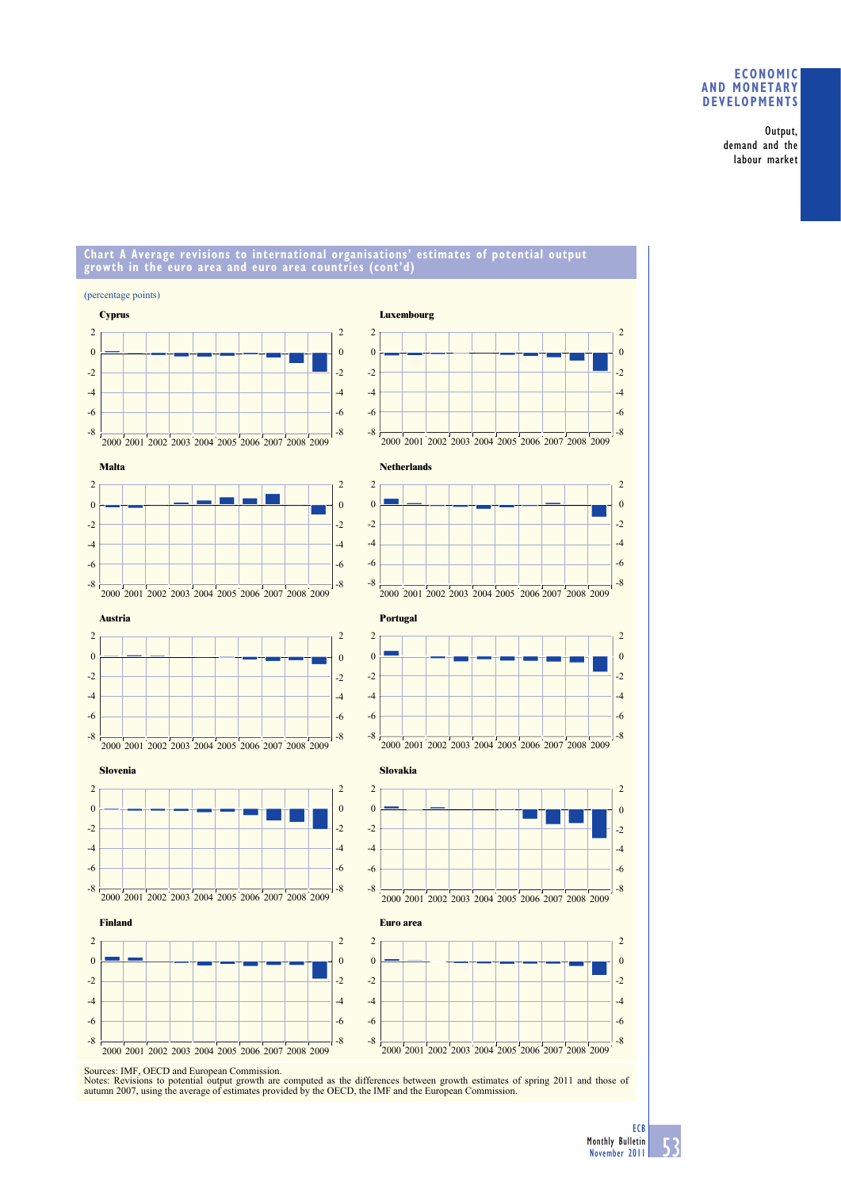**Chart A Average revisions to international organisations' estimates of potential output growth in the euro area and euro area countries (cont'd)**

(percentage points)

Sources: IMF, OECD and European Commission.
Notes: Revisions to potential output growth are computed as the differences between growth estimates of spring 2011 and those of autumn 2007, using the average of estimates provided by the OECD, the IMF and the European Commission.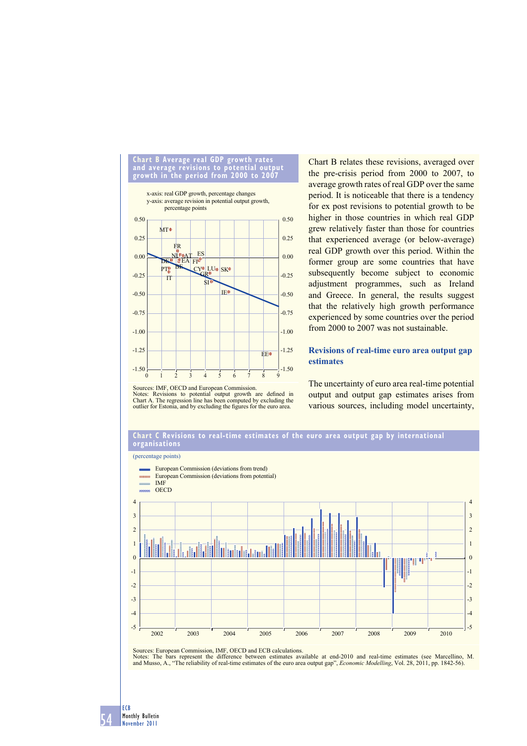**Chart B Average real GDP growth rates and average revisions to potential output growth in the period from 2000 to 2007**

x-axis: real GDP growth, percentage changes
y-axis: average revision in potential output growth, percentage points

Sources: IMF, OECD and European Commission.
Notes: Revisions to potential output growth are defined in Chart A. The regression line has been computed by excluding the outlier for Estonia, and by excluding the figures for the euro area.

Chart B relates these revisions, averaged over the pre-crisis period from 2000 to 2007, to average growth rates of real GDP over the same period. It is noticeable that there is a tendency for ex post revisions to potential growth to be higher in those countries in which real GDP grew relatively faster than those for countries that experienced average (or below-average) real GDP growth over this period. Within the former group are some countries that have subsequently become subject to economic adjustment programmes, such as Ireland and Greece. In general, the results suggest that the relatively high growth performance experienced by some countries over the period from 2000 to 2007 was not sustainable.

## Revisions of real-time euro area output gap estimates

The uncertainty of euro area real-time potential output and output gap estimates arises from various sources, including model uncertainty,

**Chart C Revisions to real-time estimates of the euro area output gap by international organisations**

(percentage points)

- European Commission (deviations from trend)
- European Commission (deviations from potential)
- IMF
- OECD

Sources: European Commission, IMF, OECD and ECB calculations.
Notes: The bars represent the difference between estimates available at end-2010 and real-time estimates (see Marcellino, M. and Musso, A., "The reliability of real-time estimates of the euro area output gap", *Economic Modelling*, Vol. 28, 2011, pp. 1842-56).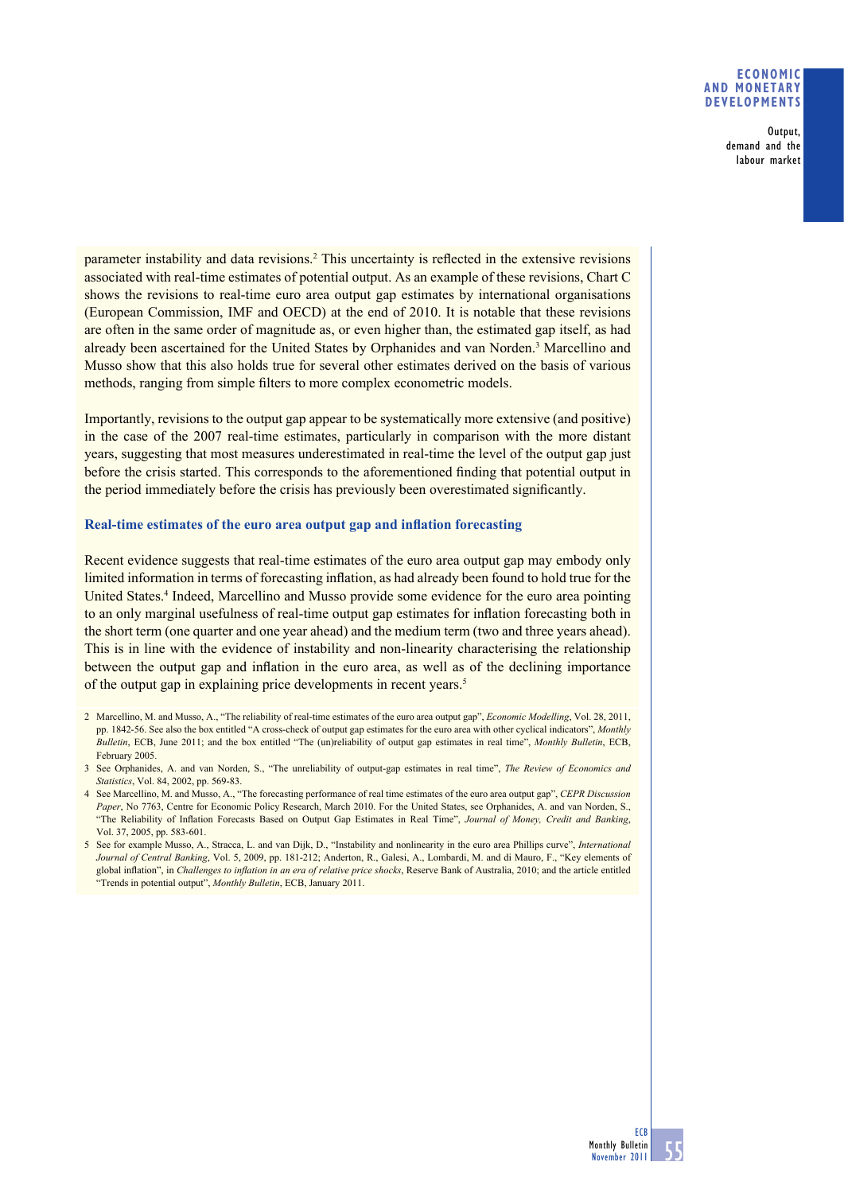parameter instability and data revisions.[2] This uncertainty is reflected in the extensive revisions associated with real-time estimates of potential output. As an example of these revisions, Chart C shows the revisions to real-time euro area output gap estimates by international organisations (European Commission, IMF and OECD) at the end of 2010. It is notable that these revisions are often in the same order of magnitude as, or even higher than, the estimated gap itself, as had already been ascertained for the United States by Orphanides and van Norden.[3] Marcellino and Musso show that this also holds true for several other estimates derived on the basis of various methods, ranging from simple filters to more complex econometric models.

Importantly, revisions to the output gap appear to be systematically more extensive (and positive) in the case of the 2007 real-time estimates, particularly in comparison with the more distant years, suggesting that most measures underestimated in real-time the level of the output gap just before the crisis started. This corresponds to the aforementioned finding that potential output in the period immediately before the crisis has previously been overestimated significantly.

### Real-time estimates of the euro area output gap and inflation forecasting

Recent evidence suggests that real-time estimates of the euro area output gap may embody only limited information in terms of forecasting inflation, as had already been found to hold true for the United States.[4] Indeed, Marcellino and Musso provide some evidence for the euro area pointing to an only marginal usefulness of real-time output gap estimates for inflation forecasting both in the short term (one quarter and one year ahead) and the medium term (two and three years ahead). This is in line with the evidence of instability and non-linearity characterising the relationship between the output gap and inflation in the euro area, as well as of the declining importance of the output gap in explaining price developments in recent years.[5]

2 Marcellino, M. and Musso, A., "The reliability of real-time estimates of the euro area output gap", *Economic Modelling*, Vol. 28, 2011, pp. 1842-56. See also the box entitled "A cross-check of output gap estimates for the euro area with other cyclical indicators", *Monthly Bulletin*, ECB, June 2011; and the box entitled "The (un)reliability of output gap estimates in real time", *Monthly Bulletin*, ECB, February 2005.

3 See Orphanides, A. and van Norden, S., "The unreliability of output-gap estimates in real time", *The Review of Economics and Statistics*, Vol. 84, 2002, pp. 569-83.

4 See Marcellino, M. and Musso, A., "The forecasting performance of real time estimates of the euro area output gap", *CEPR Discussion Paper*, No 7763, Centre for Economic Policy Research, March 2010. For the United States, see Orphanides, A. and van Norden, S., "The Reliability of Inflation Forecasts Based on Output Gap Estimates in Real Time", *Journal of Money, Credit and Banking*, Vol. 37, 2005, pp. 583-601.

5 See for example Musso, A., Stracca, L. and van Dijk, D., "Instability and nonlinearity in the euro area Phillips curve", *International Journal of Central Banking*, Vol. 5, 2009, pp. 181-212; Anderton, R., Galesi, A., Lombardi, M. and di Mauro, F., "Key elements of global inflation", in *Challenges to inflation in an era of relative price shocks*, Reserve Bank of Australia, 2010; and the article entitled "Trends in potential output", *Monthly Bulletin*, ECB, January 2011.